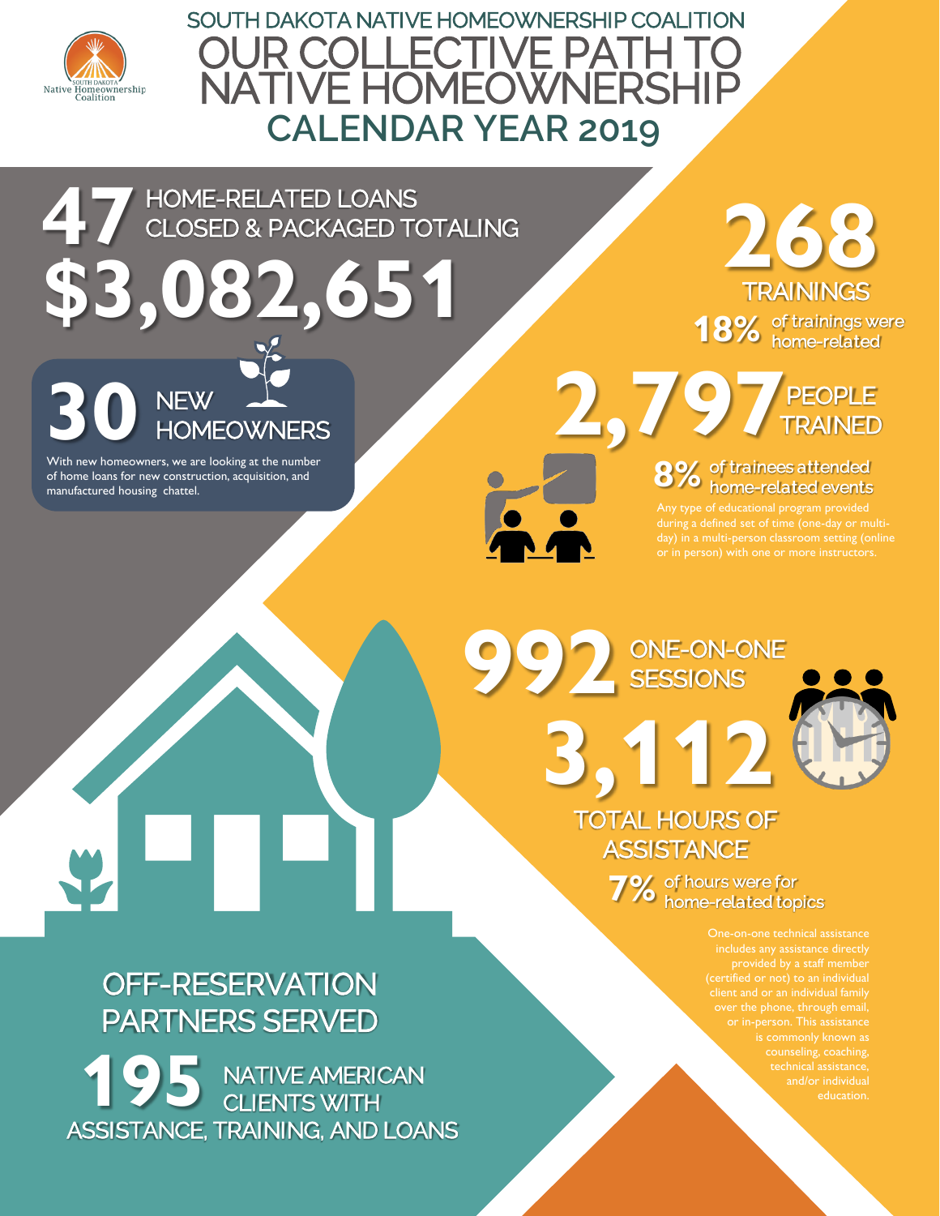SOUTH DAKOTA NATIVE HOMEOWNERSHIP COALITION

# OUR COLLECTIVE PATH TO NATIVE HOMEOWNERSHIP

## CALENDAR YEAR 2019

**47** HOME-RELATED LOANS CLOSED & PACKAGED TOTALING **$3,082,651**

**30** NEW HOMEOWNERS

With new homeowners, we are looking at the number of home loans for new construction, acquisition, and manufactured housing chattel.

**268** TRAININGS

**18%** of trainings were home-related

**2,797** PEOPLE TRAINED

**8%** of trainees attended home-related events

Any type of educational program provided during a defined set of time (one-day or multi-day) in a multi-person classroom setting (online or in person) with one or more instructors.

**992** ONE-ON-ONE SESSIONS

**3,112** TOTAL HOURS OF ASSISTANCE

**7%** of hours were for home-related topics

One-on-one technical assistance includes any assistance directly provided by a staff member (certified or not) to an individual client and or an individual family over the phone, through email, or in-person. This assistance is commonly known as counseling, coaching, technical assistance, and/or individual education.

OFF-RESERVATION PARTNERS SERVED

**195** NATIVE AMERICAN CLIENTS WITH ASSISTANCE, TRAINING, AND LOANS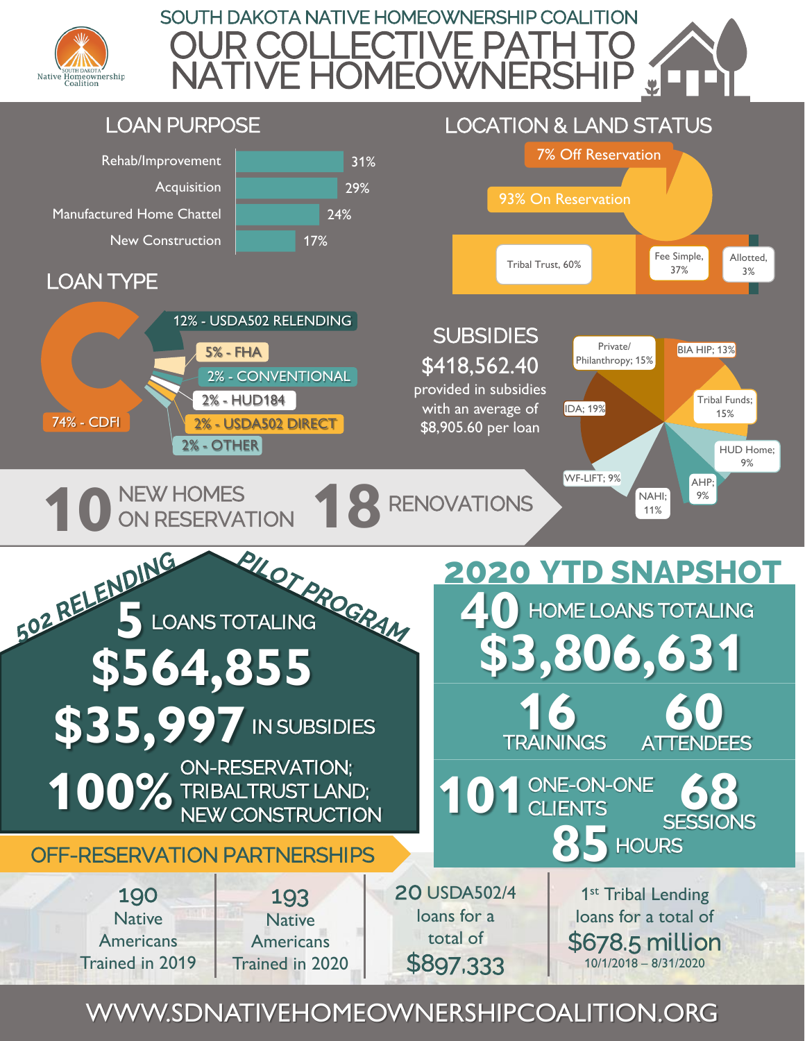SOUTH DAKOTA Native Homeownership Coalition

# SOUTH DAKOTA NATIVE HOMEOWNERSHIP COALITION

# OUR COLLECTIVE PATH TO NATIVE HOMEOWNERSHIP

## LOAN PURPOSE

| Purpose | % |
|---|---|
| Rehab/Improvement | 31% |
| Acquisition | 29% |
| Manufactured Home Chattel | 24% |
| New Construction | 17% |

## LOCATION & LAND STATUS

- 7% Off Reservation
- 93% On Reservation

| Tribal Trust | Fee Simple | Allotted |
|---|---|---|
| 60% | 37% | 3% |

## LOAN TYPE

- 74% - CDFI
- 12% - USDA502 RELENDING
- 5% - FHA
- 2% - CONVENTIONAL
- 2% - HUD184
- 2% - USDA502 DIRECT
- 2% - OTHER

## SUBSIDIES

**$418,562.40** provided in subsidies with an average of $8,905.60 per loan

- Private/ Philanthropy; 15%
- BIA HIP; 13%
- Tribal Funds; 15%
- HUD Home; 9%
- AHP; 9%
- NAHI; 11%
- WF-LIFT; 9%
- IDA; 19%

**10** NEW HOMES ON RESERVATION

**18** RENOVATIONS

## 502 RELENDING PILOT PROGRAM

**5** LOANS TOTALING

**$564,855**

**$35,997** IN SUBSIDIES

**100%** ON-RESERVATION; TRIBALTRUST LAND; NEW CONSTRUCTION

## 2020 YTD SNAPSHOT

**40** HOME LOANS TOTALING **$3,806,631**

**16** TRAININGS

**60** ATTENDEES

**101** ONE-ON-ONE CLIENTS

**68** SESSIONS

**85** HOURS

## OFF-RESERVATION PARTNERSHIPS

- **190** Native Americans Trained in 2019
- **193** Native Americans Trained in 2020
- **20** USDA502/4 loans for a total of **$897,333**
- 1st Tribal Lending loans for a total of **$678.5 million** 10/1/2018 – 8/31/2020

WWW.SDNATIVEHOMEOWNERSHIPCOALITION.ORG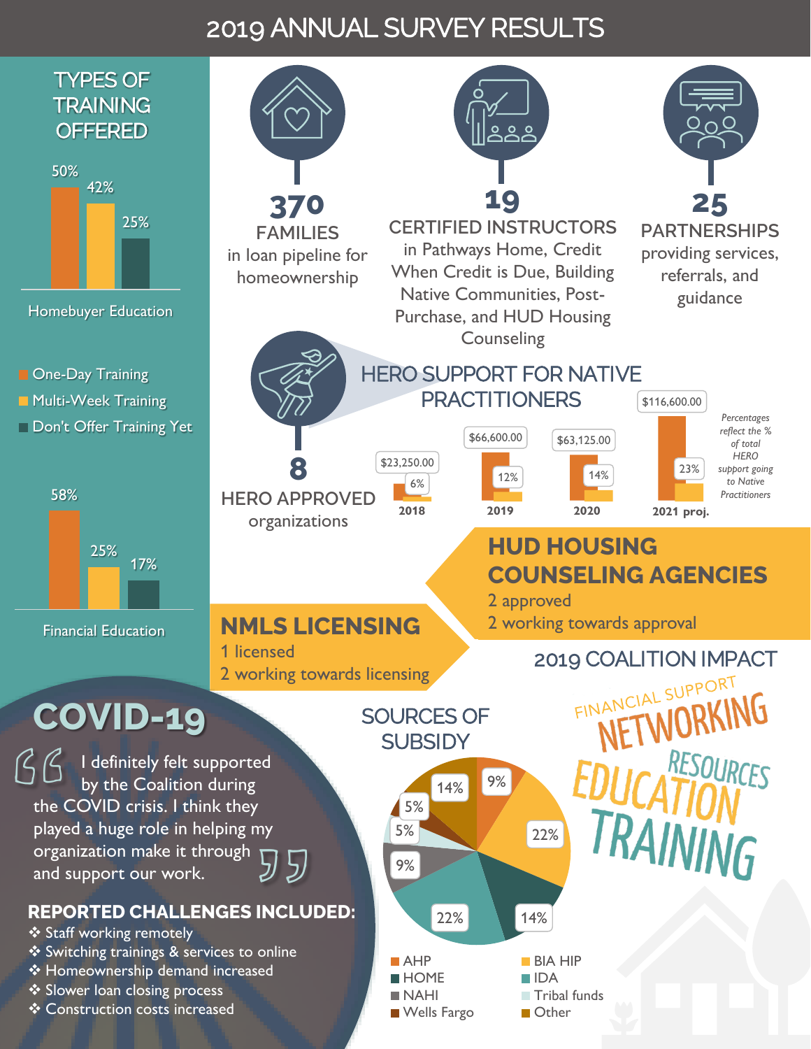# 2019 ANNUAL SURVEY RESULTS

## TYPES OF TRAINING OFFERED

50%
42%
25%

Homebuyer Education

- One-Day Training
- Multi-Week Training
- Don't Offer Training Yet

58%
25%
17%

Financial Education

**370**
FAMILIES
in loan pipeline for homeownership

**19**
CERTIFIED INSTRUCTORS
in Pathways Home, Credit When Credit is Due, Building Native Communities, Post-Purchase, and HUD Housing Counseling

**25**
PARTNERSHIPS
providing services, referrals, and guidance

## HERO SUPPORT FOR NATIVE PRACTITIONERS

**8**
HERO APPROVED organizations

$23,250.00
6%
2018

$66,600.00
12%
2019

$63,125.00
14%
2020

$116,600.00
23%
2021 proj.

*Percentages reflect the % of total HERO support going to Native Practitioners*

## HUD HOUSING COUNSELING AGENCIES

2 approved
2 working towards approval

## NMLS LICENSING

1 licensed
2 working towards licensing

## 2019 COALITION IMPACT

FINANCIAL SUPPORT
NETWORKING
RESOURCES
EDUCATION
TRAINING

## SOURCES OF SUBSIDY

9%
22%
14%
22%
9%
5%
5%
14%

- AHP
- HOME
- NAHI
- Wells Fargo
- BIA HIP
- IDA
- Tribal funds
- Other

## COVID-19

"I definitely felt supported by the Coalition during the COVID crisis. I think they played a huge role in helping my organization make it through and support our work."

**REPORTED CHALLENGES INCLUDED:**

- Staff working remotely
- Switching trainings & services to online
- Homeownership demand increased
- Slower loan closing process
- Construction costs increased